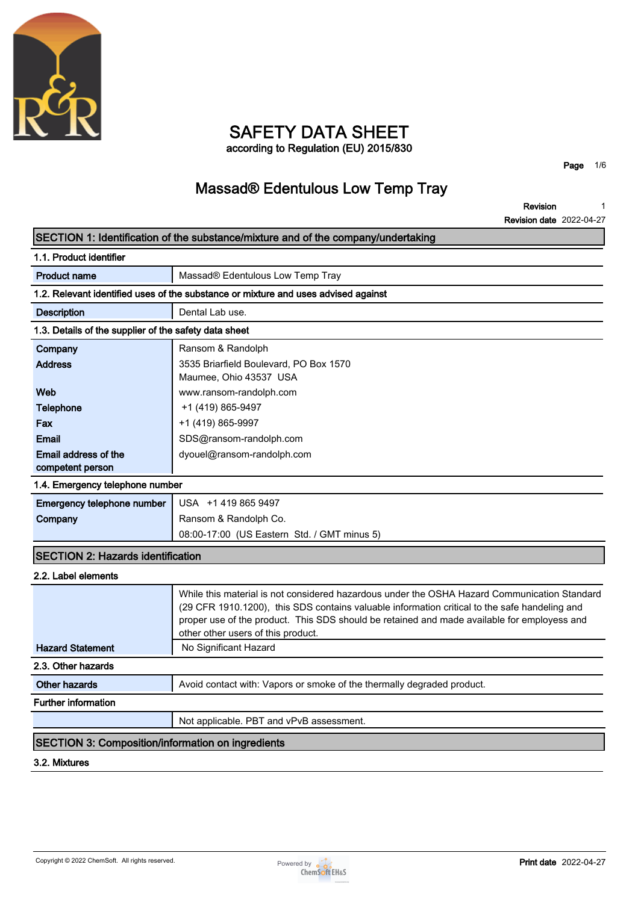# SAFETY DATA SHEET

according to Regulation (EU) 2015/830

## Massad® Edentulous Low Temp Tray

**Revision** 1
**Revision date** 2022-04-27

## SECTION 1: Identification of the substance/mixture and of the company/undertaking

### 1.1. Product identifier

| | |
|---|---|
| **Product name** | Massad® Edentulous Low Temp Tray |

### 1.2. Relevant identified uses of the substance or mixture and uses advised against

| | |
|---|---|
| **Description** | Dental Lab use. |

### 1.3. Details of the supplier of the safety data sheet

| | |
|---|---|
| **Company** | Ransom & Randolph |
| **Address** | 3535 Briarfield Boulevard, PO Box 1570<br>Maumee, Ohio 43537 USA |
| **Web** | www.ransom-randolph.com |
| **Telephone** | +1 (419) 865-9497 |
| **Fax** | +1 (419) 865-9997 |
| **Email** | SDS@ransom-randolph.com |
| **Email address of the competent person** | dyouel@ransom-randolph.com |

### 1.4. Emergency telephone number

| | |
|---|---|
| **Emergency telephone number** | USA +1 419 865 9497 |
| **Company** | Ransom & Randolph Co.<br>08:00-17:00 (US Eastern Std. / GMT minus 5) |

## SECTION 2: Hazards identification

### 2.2. Label elements

| | |
|---|---|
| | While this material is not considered hazardous under the OSHA Hazard Communication Standard (29 CFR 1910.1200), this SDS contains valuable information critical to the safe handeling and proper use of the product. This SDS should be retained and made available for employess and other other users of this product. |
| **Hazard Statement** | No Significant Hazard |

### 2.3. Other hazards

| | |
|---|---|
| **Other hazards** | Avoid contact with: Vapors or smoke of the thermally degraded product. |

### Further information

| | |
|---|---|
| | Not applicable. PBT and vPvB assessment. |

## SECTION 3: Composition/information on ingredients

### 3.2. Mixtures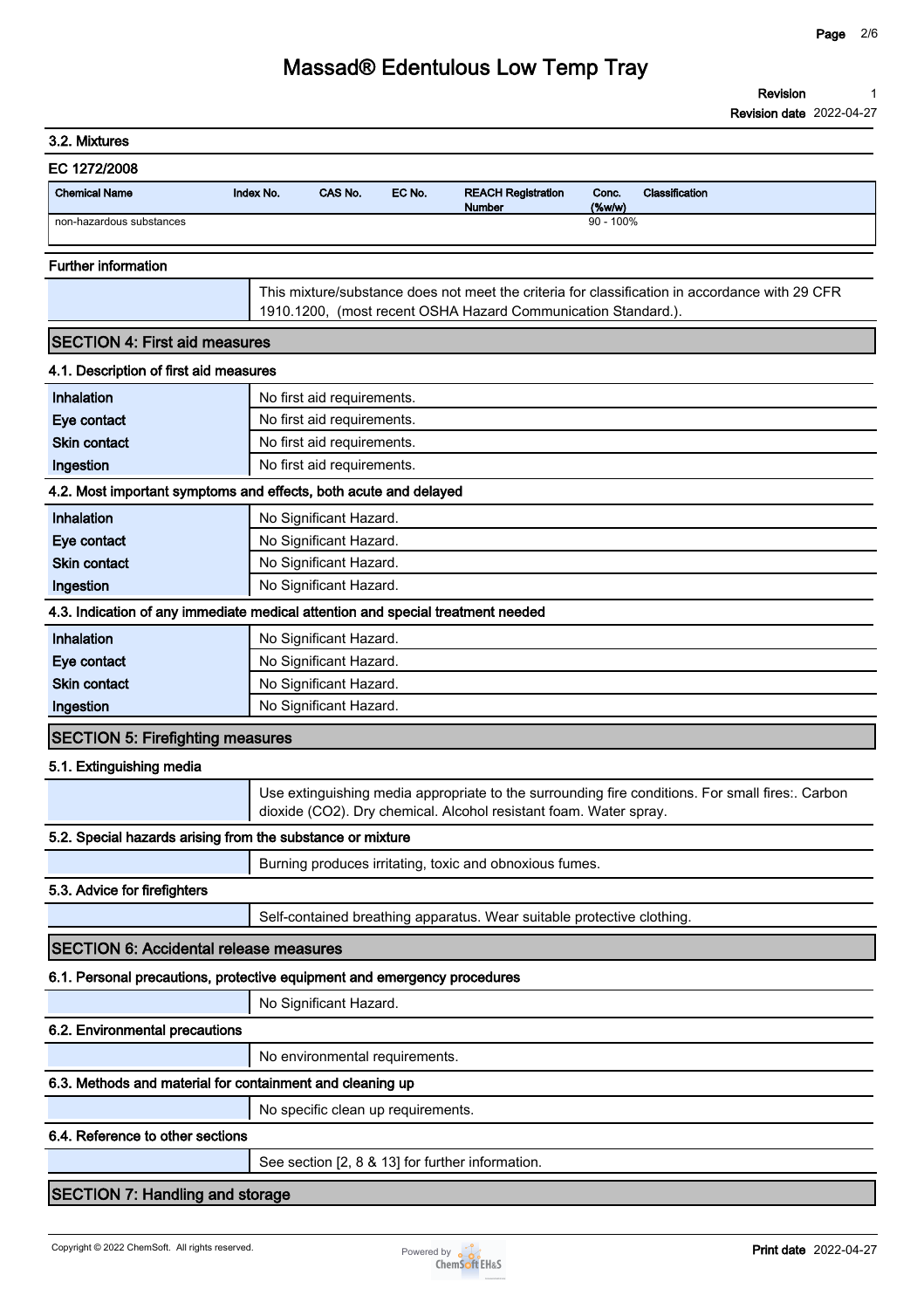### 3.2. Mixtures

**EC 1272/2008**

| Chemical Name | Index No. | CAS No. | EC No. | REACH Registration Number | Conc. (%w/w) | Classification |
|---|---|---|---|---|---|---|
| non-hazardous substances | | | | | 90 - 100% | |

### Further information

This mixture/substance does not meet the criteria for classification in accordance with 29 CFR 1910.1200, (most recent OSHA Hazard Communication Standard.).

## SECTION 4: First aid measures

### 4.1. Description of first aid measures

| | |
|---|---|
| **Inhalation** | No first aid requirements. |
| **Eye contact** | No first aid requirements. |
| **Skin contact** | No first aid requirements. |
| **Ingestion** | No first aid requirements. |

### 4.2. Most important symptoms and effects, both acute and delayed

| | |
|---|---|
| **Inhalation** | No Significant Hazard. |
| **Eye contact** | No Significant Hazard. |
| **Skin contact** | No Significant Hazard. |
| **Ingestion** | No Significant Hazard. |

### 4.3. Indication of any immediate medical attention and special treatment needed

| | |
|---|---|
| **Inhalation** | No Significant Hazard. |
| **Eye contact** | No Significant Hazard. |
| **Skin contact** | No Significant Hazard. |
| **Ingestion** | No Significant Hazard. |

## SECTION 5: Firefighting measures

### 5.1. Extinguishing media

Use extinguishing media appropriate to the surrounding fire conditions. For small fires:. Carbon dioxide ($CO_2$). Dry chemical. Alcohol resistant foam. Water spray.

### 5.2. Special hazards arising from the substance or mixture

Burning produces irritating, toxic and obnoxious fumes.

### 5.3. Advice for firefighters

Self-contained breathing apparatus. Wear suitable protective clothing.

## SECTION 6: Accidental release measures

### 6.1. Personal precautions, protective equipment and emergency procedures

No Significant Hazard.

### 6.2. Environmental precautions

No environmental requirements.

### 6.3. Methods and material for containment and cleaning up

No specific clean up requirements.

### 6.4. Reference to other sections

See section [2, 8 & 13] for further information.

## SECTION 7: Handling and storage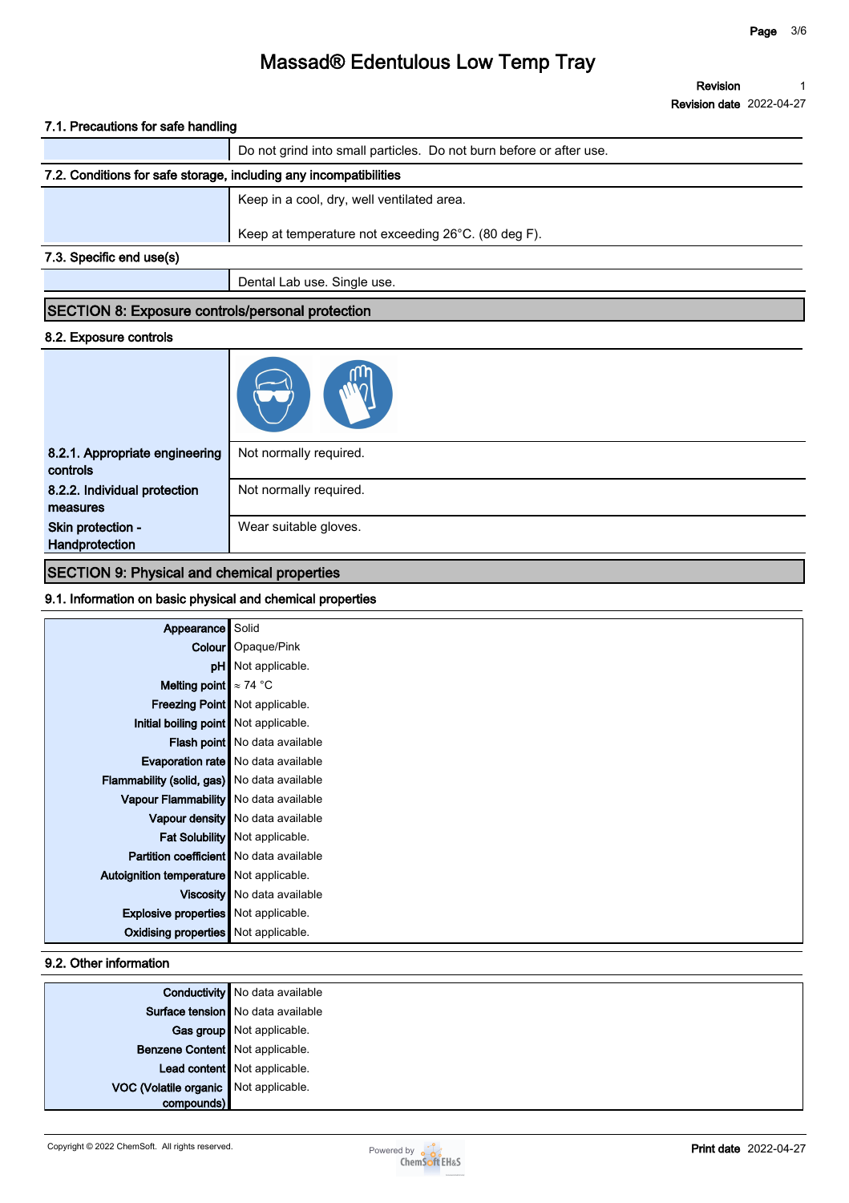### 7.1. Precautions for safe handling

| | |
|---|---|
| | Do not grind into small particles. Do not burn before or after use. |

### 7.2. Conditions for safe storage, including any incompatibilities

| | |
|---|---|
| | Keep in a cool, dry, well ventilated area.<br><br>Keep at temperature not exceeding 26°C. (80 deg F). |

### 7.3. Specific end use(s)

| | |
|---|---|
| | Dental Lab use. Single use. |

## SECTION 8: Exposure controls/personal protection

### 8.2. Exposure controls

| | |
|---|---|
| **8.2.1. Appropriate engineering controls** | Not normally required. |
| **8.2.2. Individual protection measures** | Not normally required. |
| **Skin protection - Handprotection** | Wear suitable gloves. |

## SECTION 9: Physical and chemical properties

### 9.1. Information on basic physical and chemical properties

| | |
|---|---|
| **Appearance** | Solid |
| **Colour** | Opaque/Pink |
| **pH** | Not applicable. |
| **Melting point** | ≈ 74 °C |
| **Freezing Point** | Not applicable. |
| **Initial boiling point** | Not applicable. |
| **Flash point** | No data available |
| **Evaporation rate** | No data available |
| **Flammability (solid, gas)** | No data available |
| **Vapour Flammability** | No data available |
| **Vapour density** | No data available |
| **Fat Solubility** | Not applicable. |
| **Partition coefficient** | No data available |
| **Autoignition temperature** | Not applicable. |
| **Viscosity** | No data available |
| **Explosive properties** | Not applicable. |
| **Oxidising properties** | Not applicable. |

### 9.2. Other information

| | |
|---|---|
| **Conductivity** | No data available |
| **Surface tension** | No data available |
| **Gas group** | Not applicable. |
| **Benzene Content** | Not applicable. |
| **Lead content** | Not applicable. |
| **VOC (Volatile organic compounds)** | Not applicable. |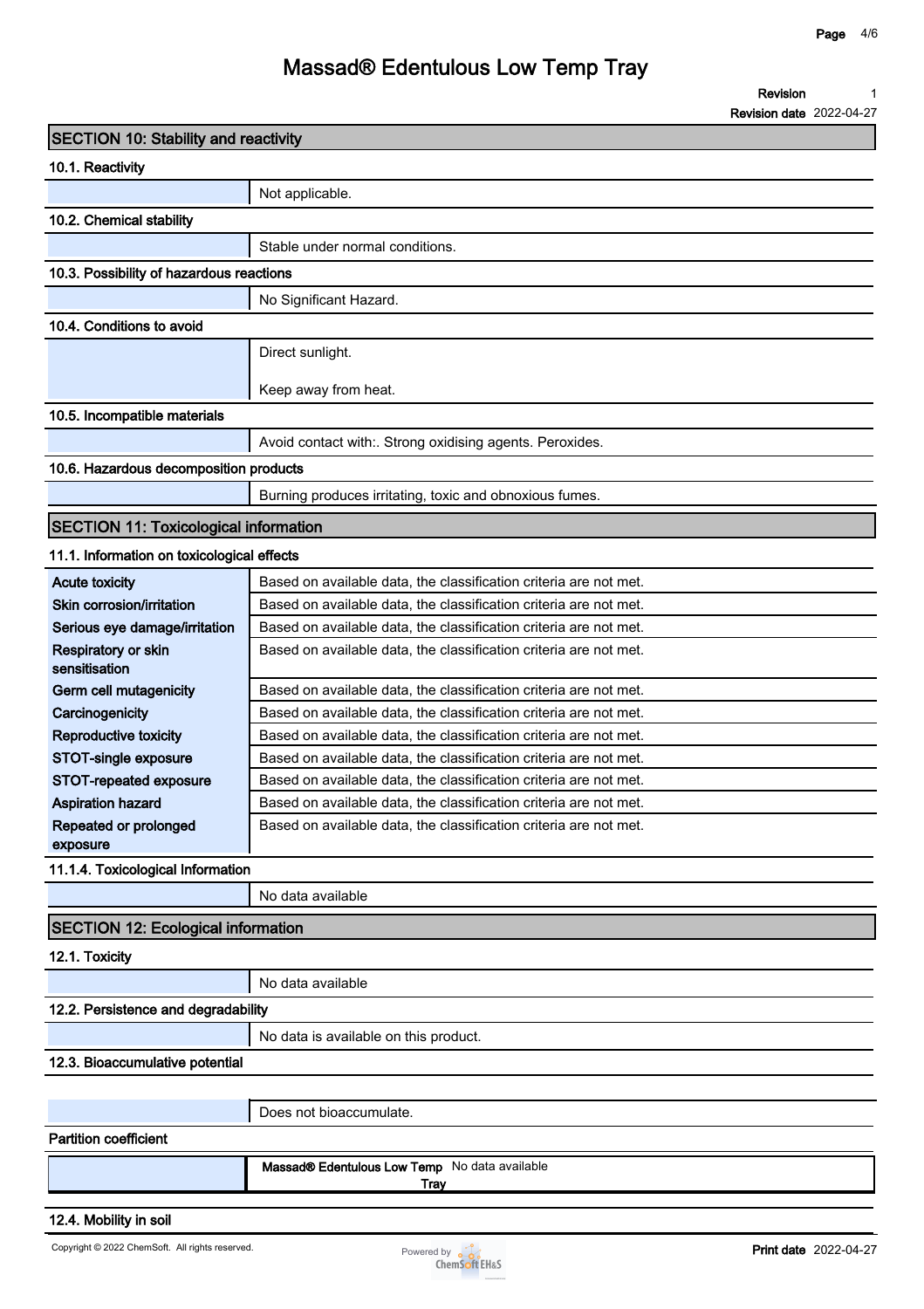## SECTION 10: Stability and reactivity

### 10.1. Reactivity

| | |
|---|---|
| | Not applicable. |

### 10.2. Chemical stability

| | |
|---|---|
| | Stable under normal conditions. |

### 10.3. Possibility of hazardous reactions

| | |
|---|---|
| | No Significant Hazard. |

### 10.4. Conditions to avoid

| | |
|---|---|
| | Direct sunlight.<br><br>Keep away from heat. |

### 10.5. Incompatible materials

| | |
|---|---|
| | Avoid contact with:. Strong oxidising agents. Peroxides. |

### 10.6. Hazardous decomposition products

| | |
|---|---|
| | Burning produces irritating, toxic and obnoxious fumes. |

## SECTION 11: Toxicological information

### 11.1. Information on toxicological effects

| | |
|---|---|
| **Acute toxicity** | Based on available data, the classification criteria are not met. |
| **Skin corrosion/irritation** | Based on available data, the classification criteria are not met. |
| **Serious eye damage/irritation** | Based on available data, the classification criteria are not met. |
| **Respiratory or skin sensitisation** | Based on available data, the classification criteria are not met. |
| **Germ cell mutagenicity** | Based on available data, the classification criteria are not met. |
| **Carcinogenicity** | Based on available data, the classification criteria are not met. |
| **Reproductive toxicity** | Based on available data, the classification criteria are not met. |
| **STOT-single exposure** | Based on available data, the classification criteria are not met. |
| **STOT-repeated exposure** | Based on available data, the classification criteria are not met. |
| **Aspiration hazard** | Based on available data, the classification criteria are not met. |
| **Repeated or prolonged exposure** | Based on available data, the classification criteria are not met. |

### 11.1.4. Toxicological Information

| | |
|---|---|
| | No data available |

## SECTION 12: Ecological information

### 12.1. Toxicity

| | |
|---|---|
| | No data available |

### 12.2. Persistence and degradability

| | |
|---|---|
| | No data is available on this product. |

### 12.3. Bioaccumulative potential

| | |
|---|---|
| | Does not bioaccumulate. |

**Partition coefficient**

| | | |
|---|---|---|
| | **Massad® Edentulous Low Temp Tray** | No data available |

### 12.4. Mobility in soil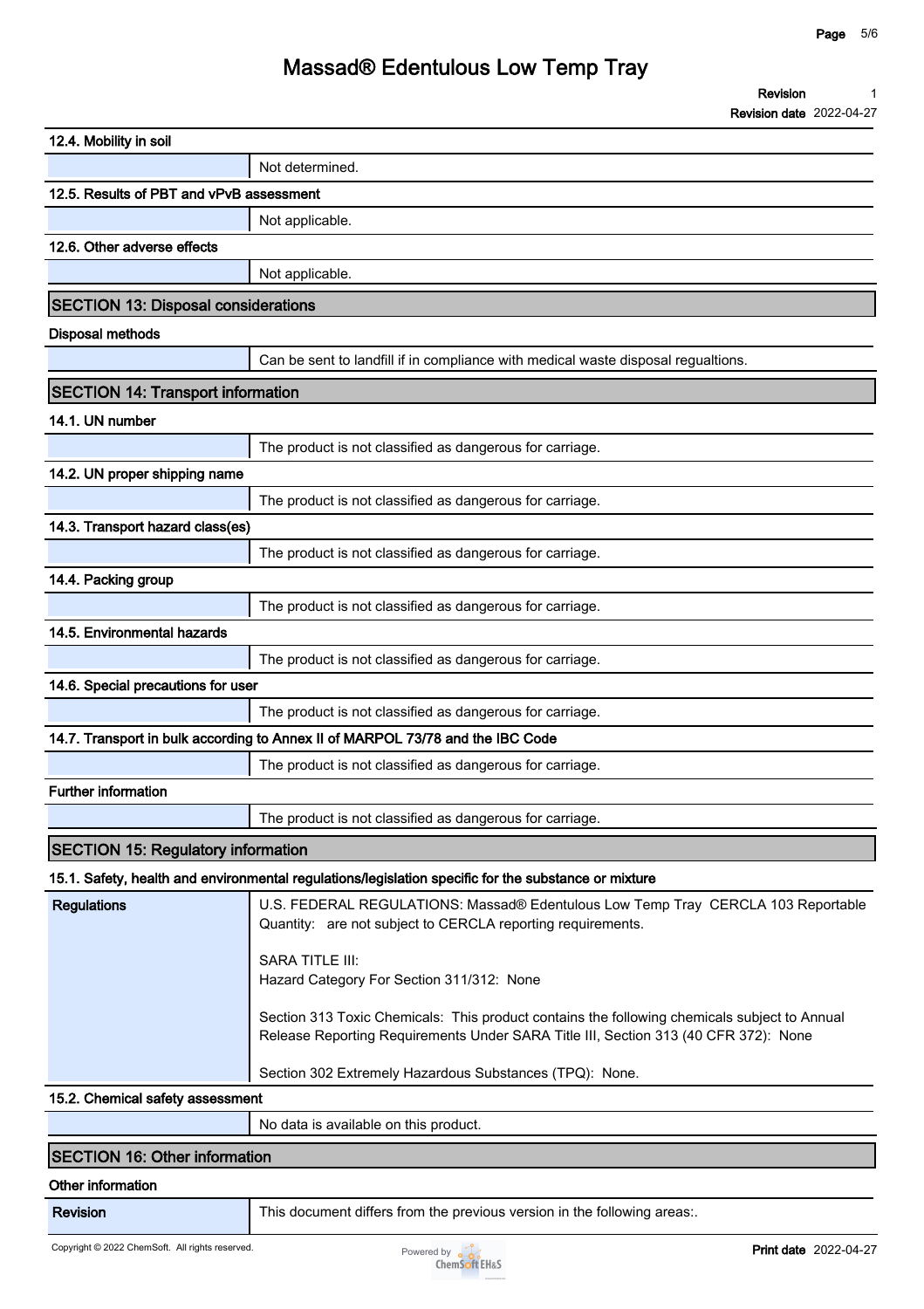### 12.4. Mobility in soil

| | |
|---|---|
| | Not determined. |

### 12.5. Results of PBT and vPvB assessment

| | |
|---|---|
| | Not applicable. |

### 12.6. Other adverse effects

| | |
|---|---|
| | Not applicable. |

## SECTION 13: Disposal considerations

### Disposal methods

| | |
|---|---|
| | Can be sent to landfill if in compliance with medical waste disposal regualtions. |

## SECTION 14: Transport information

### 14.1. UN number

| | |
|---|---|
| | The product is not classified as dangerous for carriage. |

### 14.2. UN proper shipping name

| | |
|---|---|
| | The product is not classified as dangerous for carriage. |

### 14.3. Transport hazard class(es)

| | |
|---|---|
| | The product is not classified as dangerous for carriage. |

### 14.4. Packing group

| | |
|---|---|
| | The product is not classified as dangerous for carriage. |

### 14.5. Environmental hazards

| | |
|---|---|
| | The product is not classified as dangerous for carriage. |

### 14.6. Special precautions for user

| | |
|---|---|
| | The product is not classified as dangerous for carriage. |

### 14.7. Transport in bulk according to Annex II of MARPOL 73/78 and the IBC Code

| | |
|---|---|
| | The product is not classified as dangerous for carriage. |

### Further information

| | |
|---|---|
| | The product is not classified as dangerous for carriage. |

## SECTION 15: Regulatory information

### 15.1. Safety, health and environmental regulations/legislation specific for the substance or mixture

| | |
|---|---|
| **Regulations** | U.S. FEDERAL REGULATIONS: Massad® Edentulous Low Temp Tray CERCLA 103 Reportable Quantity: are not subject to CERCLA reporting requirements.<br><br>SARA TITLE III:<br>Hazard Category For Section 311/312: None<br><br>Section 313 Toxic Chemicals: This product contains the following chemicals subject to Annual Release Reporting Requirements Under SARA Title III, Section 313 (40 CFR 372): None<br><br>Section 302 Extremely Hazardous Substances (TPQ): None. |

### 15.2. Chemical safety assessment

| | |
|---|---|
| | No data is available on this product. |

## SECTION 16: Other information

### Other information

| | |
|---|---|
| **Revision** | This document differs from the previous version in the following areas:. |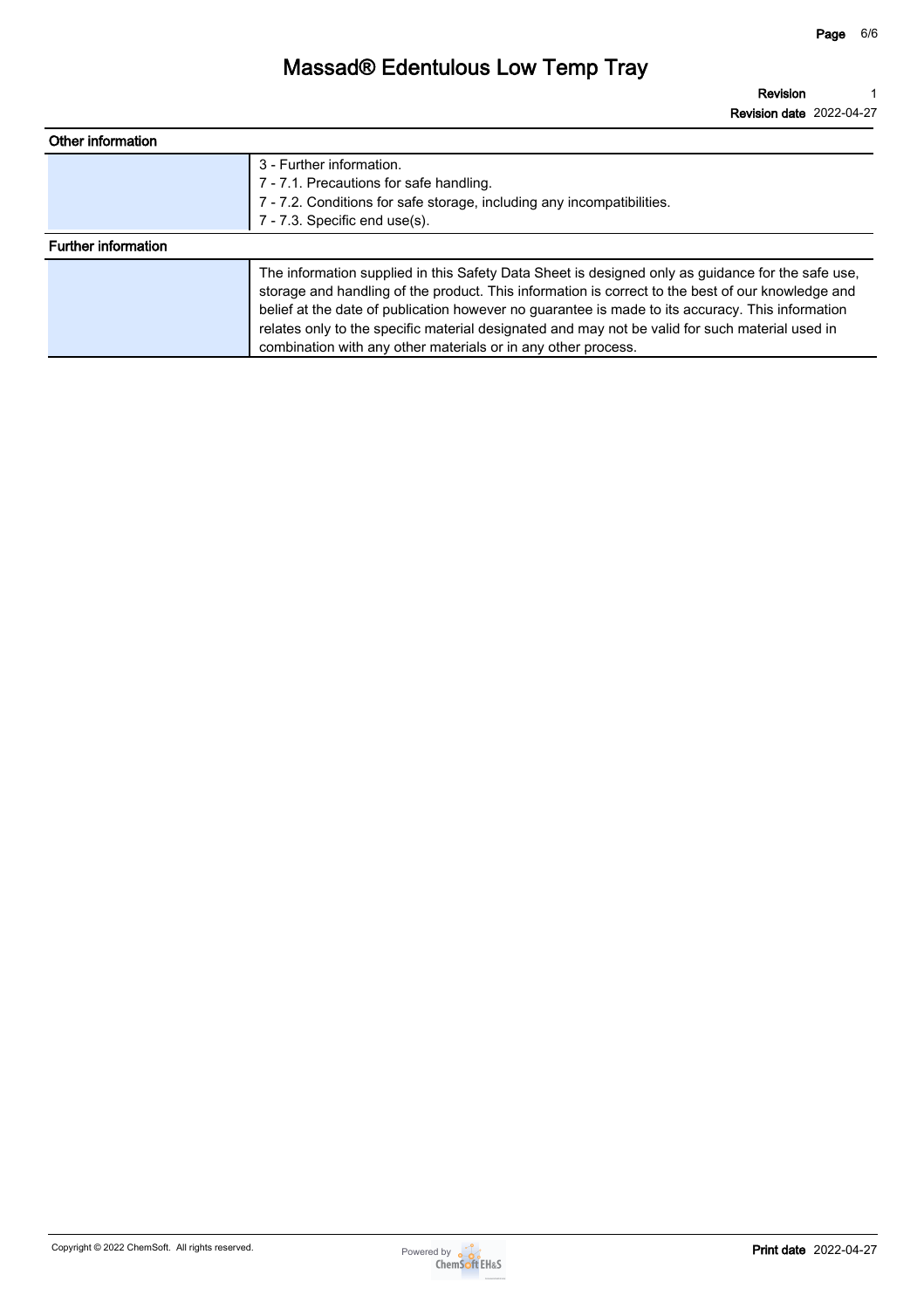## Other information

| | |
|---|---|
| | 3 - Further information.<br>7 - 7.1. Precautions for safe handling.<br>7 - 7.2. Conditions for safe storage, including any incompatibilities.<br>7 - 7.3. Specific end use(s). |

## Further information

| | |
|---|---|
| | The information supplied in this Safety Data Sheet is designed only as guidance for the safe use, storage and handling of the product. This information is correct to the best of our knowledge and belief at the date of publication however no guarantee is made to its accuracy. This information relates only to the specific material designated and may not be valid for such material used in combination with any other materials or in any other process. |